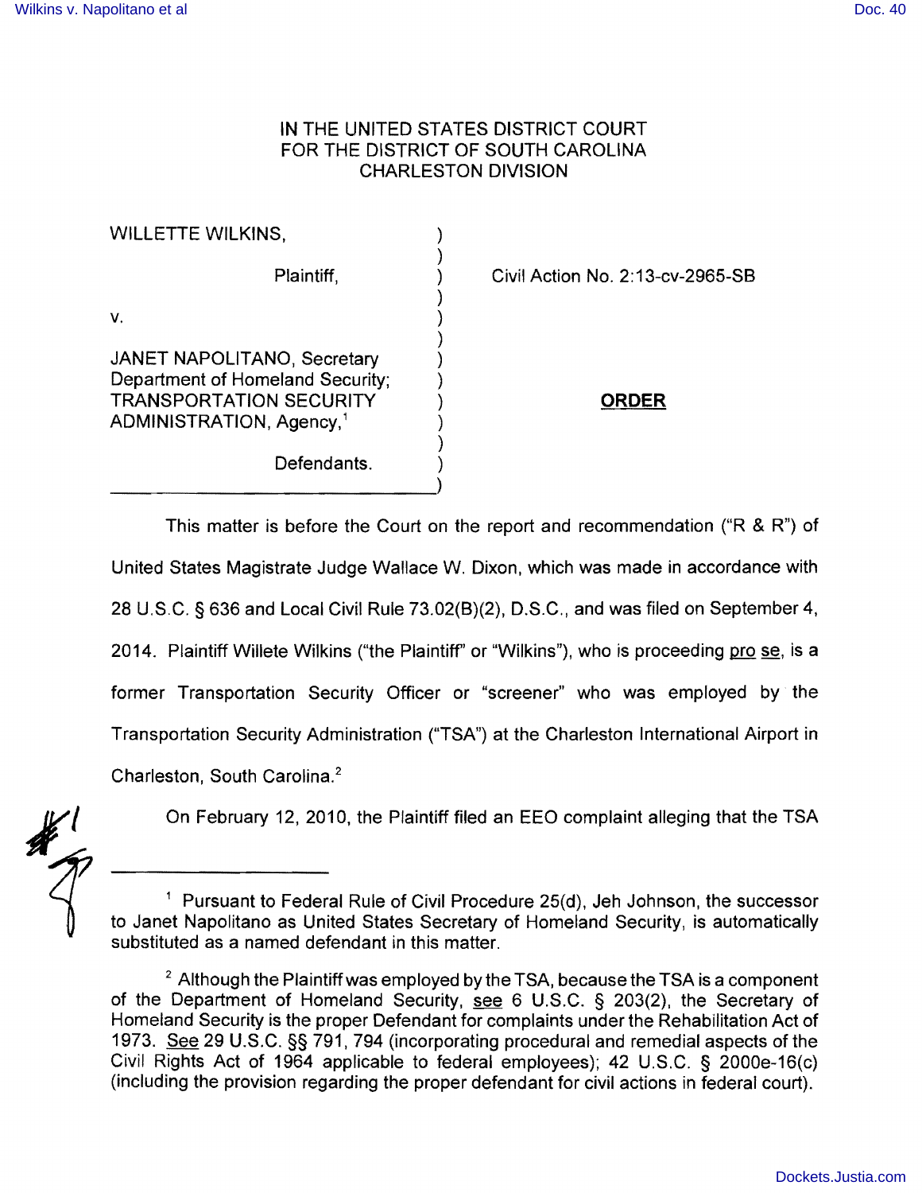IN THE UNITED STATES DISTRICT COURT
FOR THE DISTRICT OF SOUTH CAROLINA
CHARLESTON DIVISION

WILLETTE WILKINS,

Plaintiff,

v.

JANET NAPOLITANO, Secretary Department of Homeland Security; TRANSPORTATION SECURITY ADMINISTRATION, Agency,[1]

Defendants.

Civil Action No. 2:13-cv-2965-SB

**ORDER**

This matter is before the Court on the report and recommendation ("R & R") of United States Magistrate Judge Wallace W. Dixon, which was made in accordance with 28 U.S.C. § 636 and Local Civil Rule 73.02(B)(2), D.S.C., and was filed on September 4, 2014. Plaintiff Willete Wilkins ("the Plaintiff" or "Wilkins"), who is proceeding pro se, is a former Transportation Security Officer or "screener" who was employed by the Transportation Security Administration ("TSA") at the Charleston International Airport in Charleston, South Carolina.[2]

On February 12, 2010, the Plaintiff filed an EEO complaint alleging that the TSA

---

[1] Pursuant to Federal Rule of Civil Procedure 25(d), Jeh Johnson, the successor to Janet Napolitano as United States Secretary of Homeland Security, is automatically substituted as a named defendant in this matter.

[2] Although the Plaintiff was employed by the TSA, because the TSA is a component of the Department of Homeland Security, see 6 U.S.C. § 203(2), the Secretary of Homeland Security is the proper Defendant for complaints under the Rehabilitation Act of 1973. See 29 U.S.C. §§ 791, 794 (incorporating procedural and remedial aspects of the Civil Rights Act of 1964 applicable to federal employees); 42 U.S.C. § 2000e-16(c) (including the provision regarding the proper defendant for civil actions in federal court).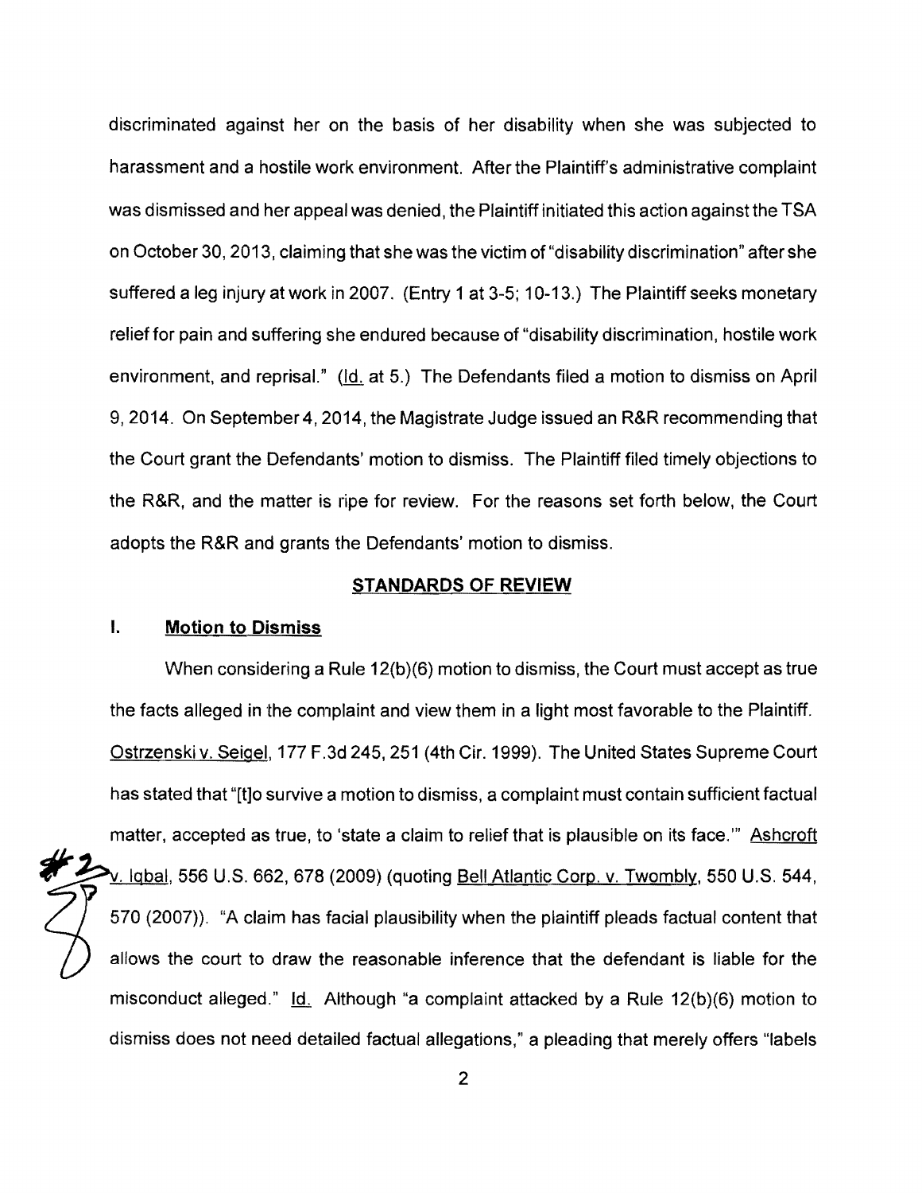discriminated against her on the basis of her disability when she was subjected to harassment and a hostile work environment. After the Plaintiff's administrative complaint was dismissed and her appeal was denied, the Plaintiff initiated this action against the TSA on October 30, 2013, claiming that she was the victim of "disability discrimination" after she suffered a leg injury at work in 2007. (Entry 1 at 3-5; 10-13.) The Plaintiff seeks monetary relief for pain and suffering she endured because of "disability discrimination, hostile work environment, and reprisal." (Id. at 5.) The Defendants filed a motion to dismiss on April 9, 2014. On September 4, 2014, the Magistrate Judge issued an R&R recommending that the Court grant the Defendants' motion to dismiss. The Plaintiff filed timely objections to the R&R, and the matter is ripe for review. For the reasons set forth below, the Court adopts the R&R and grants the Defendants' motion to dismiss.

## STANDARDS OF REVIEW

### I. Motion to Dismiss

When considering a Rule 12(b)(6) motion to dismiss, the Court must accept as true the facts alleged in the complaint and view them in a light most favorable to the Plaintiff. Ostrzenski v. Seigel, 177 F.3d 245, 251 (4th Cir. 1999). The United States Supreme Court has stated that "[t]o survive a motion to dismiss, a complaint must contain sufficient factual matter, accepted as true, to 'state a claim to relief that is plausible on its face.'" Ashcroft v. Iqbal, 556 U.S. 662, 678 (2009) (quoting Bell Atlantic Corp. v. Twombly, 550 U.S. 544, 570 (2007)). "A claim has facial plausibility when the plaintiff pleads factual content that allows the court to draw the reasonable inference that the defendant is liable for the misconduct alleged." Id. Although "a complaint attacked by a Rule 12(b)(6) motion to dismiss does not need detailed factual allegations," a pleading that merely offers "labels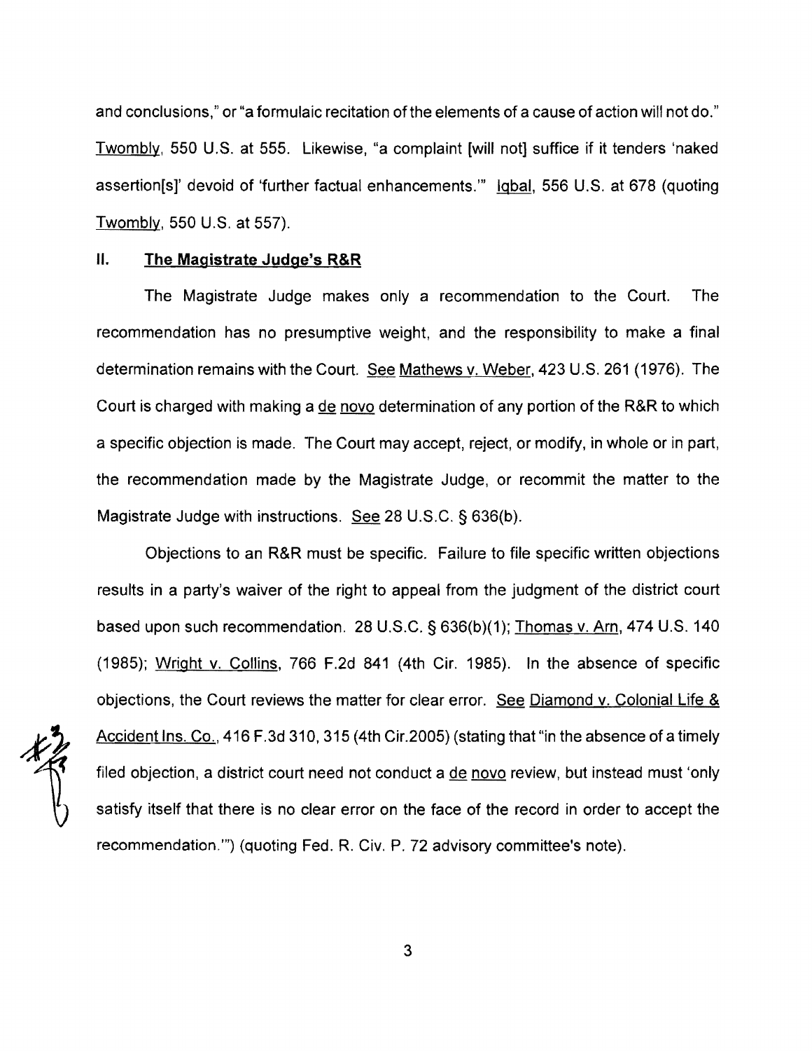and conclusions," or "a formulaic recitation of the elements of a cause of action will not do." Twombly, 550 U.S. at 555. Likewise, "a complaint [will not] suffice if it tenders 'naked assertion[s]' devoid of 'further factual enhancements.'" Iqbal, 556 U.S. at 678 (quoting Twombly, 550 U.S. at 557).

## II. The Magistrate Judge's R&R

The Magistrate Judge makes only a recommendation to the Court. The recommendation has no presumptive weight, and the responsibility to make a final determination remains with the Court. See Mathews v. Weber, 423 U.S. 261 (1976). The Court is charged with making a de novo determination of any portion of the R&R to which a specific objection is made. The Court may accept, reject, or modify, in whole or in part, the recommendation made by the Magistrate Judge, or recommit the matter to the Magistrate Judge with instructions. See 28 U.S.C. § 636(b).

Objections to an R&R must be specific. Failure to file specific written objections results in a party's waiver of the right to appeal from the judgment of the district court based upon such recommendation. 28 U.S.C. § 636(b)(1); Thomas v. Arn, 474 U.S. 140 (1985); Wright v. Collins, 766 F.2d 841 (4th Cir. 1985). In the absence of specific objections, the Court reviews the matter for clear error. See Diamond v. Colonial Life & Accident Ins. Co., 416 F.3d 310, 315 (4th Cir.2005) (stating that "in the absence of a timely filed objection, a district court need not conduct a de novo review, but instead must 'only satisfy itself that there is no clear error on the face of the record in order to accept the recommendation.'") (quoting Fed. R. Civ. P. 72 advisory committee's note).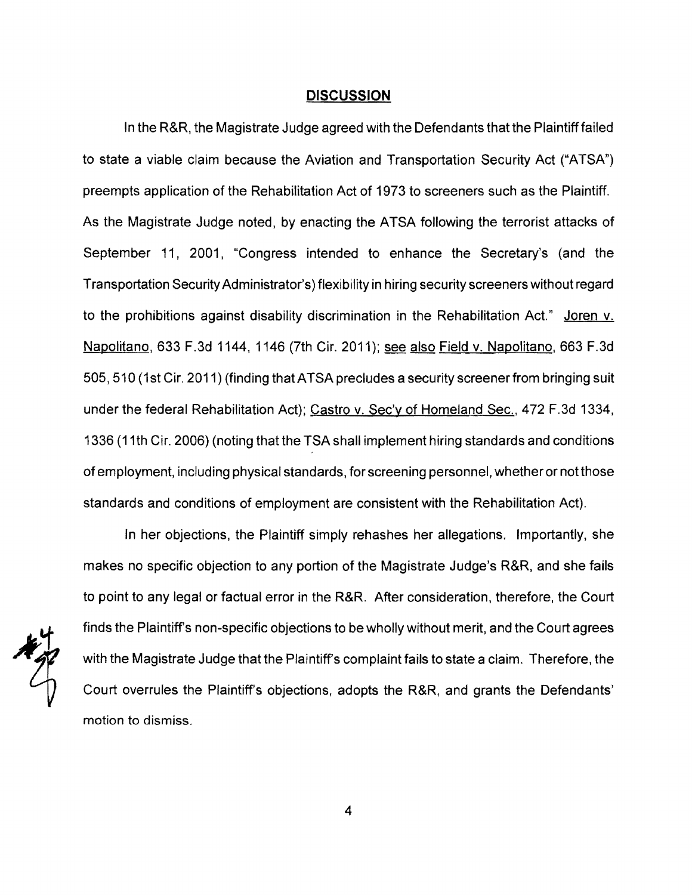## DISCUSSION

In the R&R, the Magistrate Judge agreed with the Defendants that the Plaintiff failed to state a viable claim because the Aviation and Transportation Security Act ("ATSA") preempts application of the Rehabilitation Act of 1973 to screeners such as the Plaintiff. As the Magistrate Judge noted, by enacting the ATSA following the terrorist attacks of September 11, 2001, "Congress intended to enhance the Secretary's (and the Transportation Security Administrator's) flexibility in hiring security screeners without regard to the prohibitions against disability discrimination in the Rehabilitation Act." Joren v. Napolitano, 633 F.3d 1144, 1146 (7th Cir. 2011); see also Field v. Napolitano, 663 F.3d 505, 510 (1st Cir. 2011) (finding that ATSA precludes a security screener from bringing suit under the federal Rehabilitation Act); Castro v. Sec'y of Homeland Sec., 472 F.3d 1334, 1336 (11th Cir. 2006) (noting that the TSA shall implement hiring standards and conditions of employment, including physical standards, for screening personnel, whether or not those standards and conditions of employment are consistent with the Rehabilitation Act).

In her objections, the Plaintiff simply rehashes her allegations. Importantly, she makes no specific objection to any portion of the Magistrate Judge's R&R, and she fails to point to any legal or factual error in the R&R. After consideration, therefore, the Court finds the Plaintiff's non-specific objections to be wholly without merit, and the Court agrees with the Magistrate Judge that the Plaintiff's complaint fails to state a claim. Therefore, the Court overrules the Plaintiff's objections, adopts the R&R, and grants the Defendants' motion to dismiss.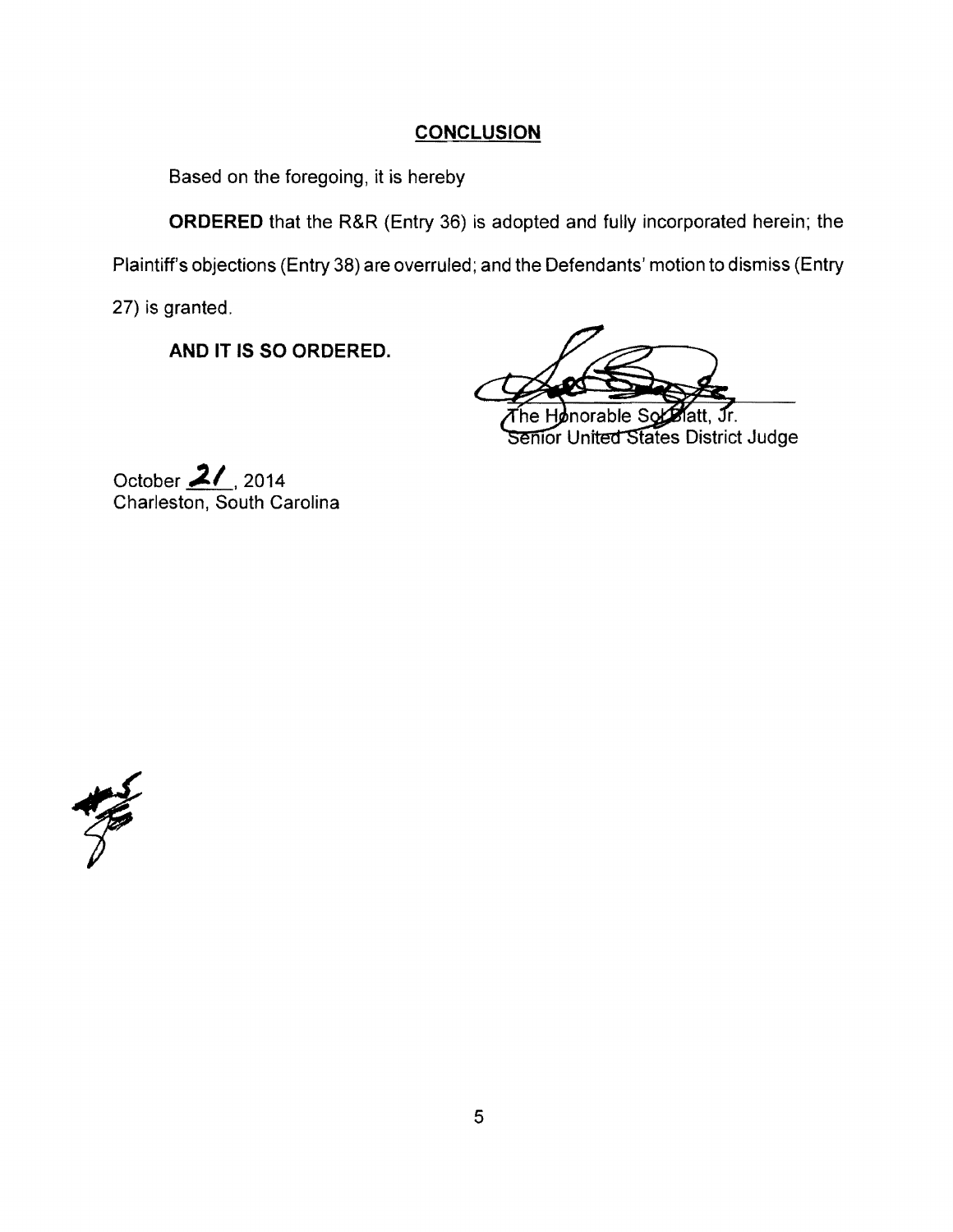## CONCLUSION

Based on the foregoing, it is hereby

**ORDERED** that the R&R (Entry 36) is adopted and fully incorporated herein; the Plaintiff's objections (Entry 38) are overruled; and the Defendants' motion to dismiss (Entry 27) is granted.

**AND IT IS SO ORDERED.**

The Honorable Sol Blatt, Jr.
Senior United States District Judge

October 21, 2014
Charleston, South Carolina